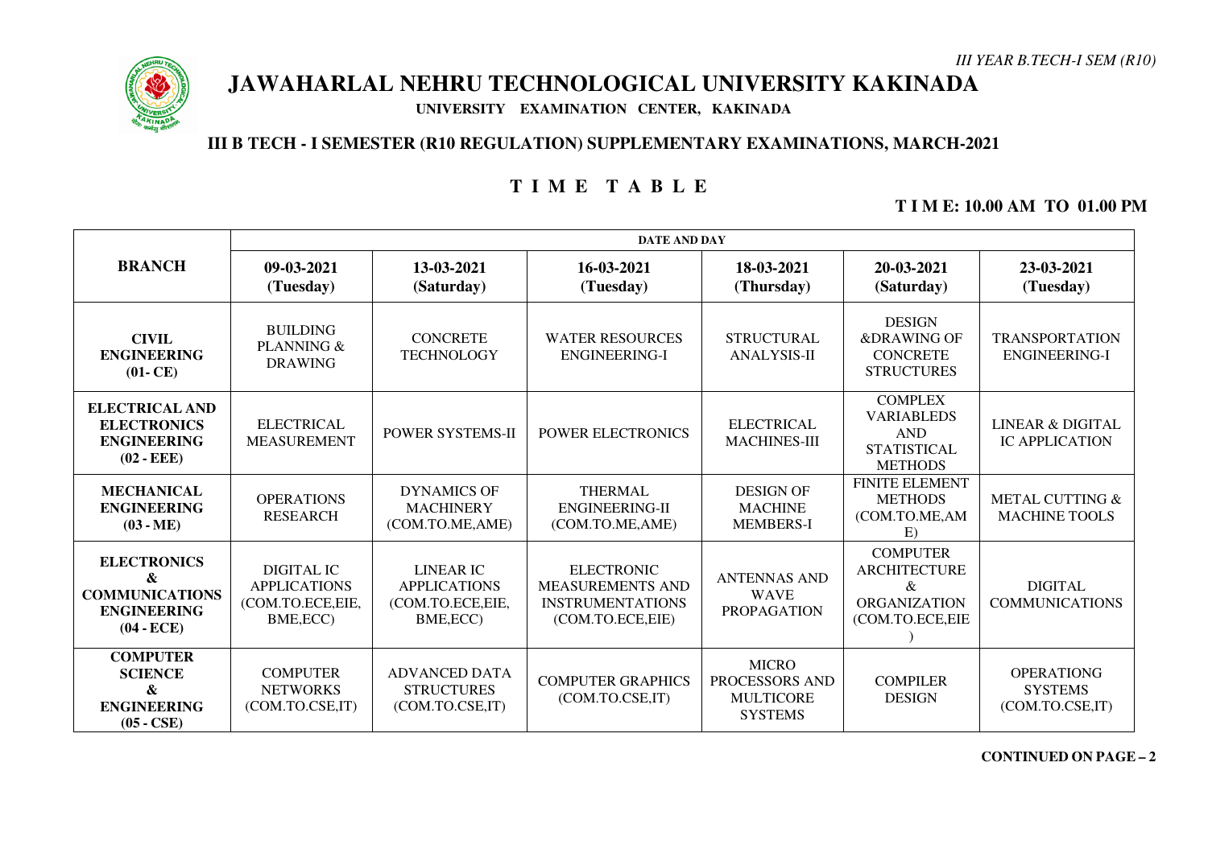*III YEAR B.TECH-I SEM (R10)*

# JAWAHARLAL NEHRU TECHNOLOGICAL UNIVERSITY KAKINADA

**UNIVERSITY EXAMINATION CENTER, KAKINADA**

## III B TECH - I SEMESTER (R10 REGULATION) SUPPLEMENTARY EXAMINATIONS, MARCH-2021

## T I M E T A B L E

**T I M E: 10.00 AM TO 01.00 PM**

| BRANCH | DATE AND DAY | | | | | |
|---|---|---|---|---|---|---|
| | **09-03-2021 (Tuesday)** | **13-03-2021 (Saturday)** | **16-03-2021 (Tuesday)** | **18-03-2021 (Thursday)** | **20-03-2021 (Saturday)** | **23-03-2021 (Tuesday)** |
| **CIVIL ENGINEERING (01- CE)** | BUILDING PLANNING & DRAWING | CONCRETE TECHNOLOGY | WATER RESOURCES ENGINEERING-I | STRUCTURAL ANALYSIS-II | DESIGN &DRAWING OF CONCRETE STRUCTURES | TRANSPORTATION ENGINEERING-I |
| **ELECTRICAL AND ELECTRONICS ENGINEERING (02 - EEE)** | ELECTRICAL MEASUREMENT | POWER SYSTEMS-II | POWER ELECTRONICS | ELECTRICAL MACHINES-III | COMPLEX VARIABLEDS AND STATISTICAL METHODS | LINEAR & DIGITAL IC APPLICATION |
| **MECHANICAL ENGINEERING (03 - ME)** | OPERATIONS RESEARCH | DYNAMICS OF MACHINERY (COM.TO.ME,AME) | THERMAL ENGINEERING-II (COM.TO.ME,AME) | DESIGN OF MACHINE MEMBERS-I | FINITE ELEMENT METHODS (COM.TO.ME,AME) | METAL CUTTING & MACHINE TOOLS |
| **ELECTRONICS & COMMUNICATIONS ENGINEERING (04 - ECE)** | DIGITAL IC APPLICATIONS (COM.TO.ECE,EIE, BME,ECC) | LINEAR IC APPLICATIONS (COM.TO.ECE,EIE, BME,ECC) | ELECTRONIC MEASUREMENTS AND INSTRUMENTATIONS (COM.TO.ECE,EIE) | ANTENNAS AND WAVE PROPAGATION | COMPUTER ARCHITECTURE & ORGANIZATION (COM.TO.ECE,EIE) | DIGITAL COMMUNICATIONS |
| **COMPUTER SCIENCE & ENGINEERING (05 - CSE)** | COMPUTER NETWORKS (COM.TO.CSE,IT) | ADVANCED DATA STRUCTURES (COM.TO.CSE,IT) | COMPUTER GRAPHICS (COM.TO.CSE,IT) | MICRO PROCESSORS AND MULTICORE SYSTEMS | COMPILER DESIGN | OPERATIONG SYSTEMS (COM.TO.CSE,IT) |

**CONTINUED ON PAGE – 2**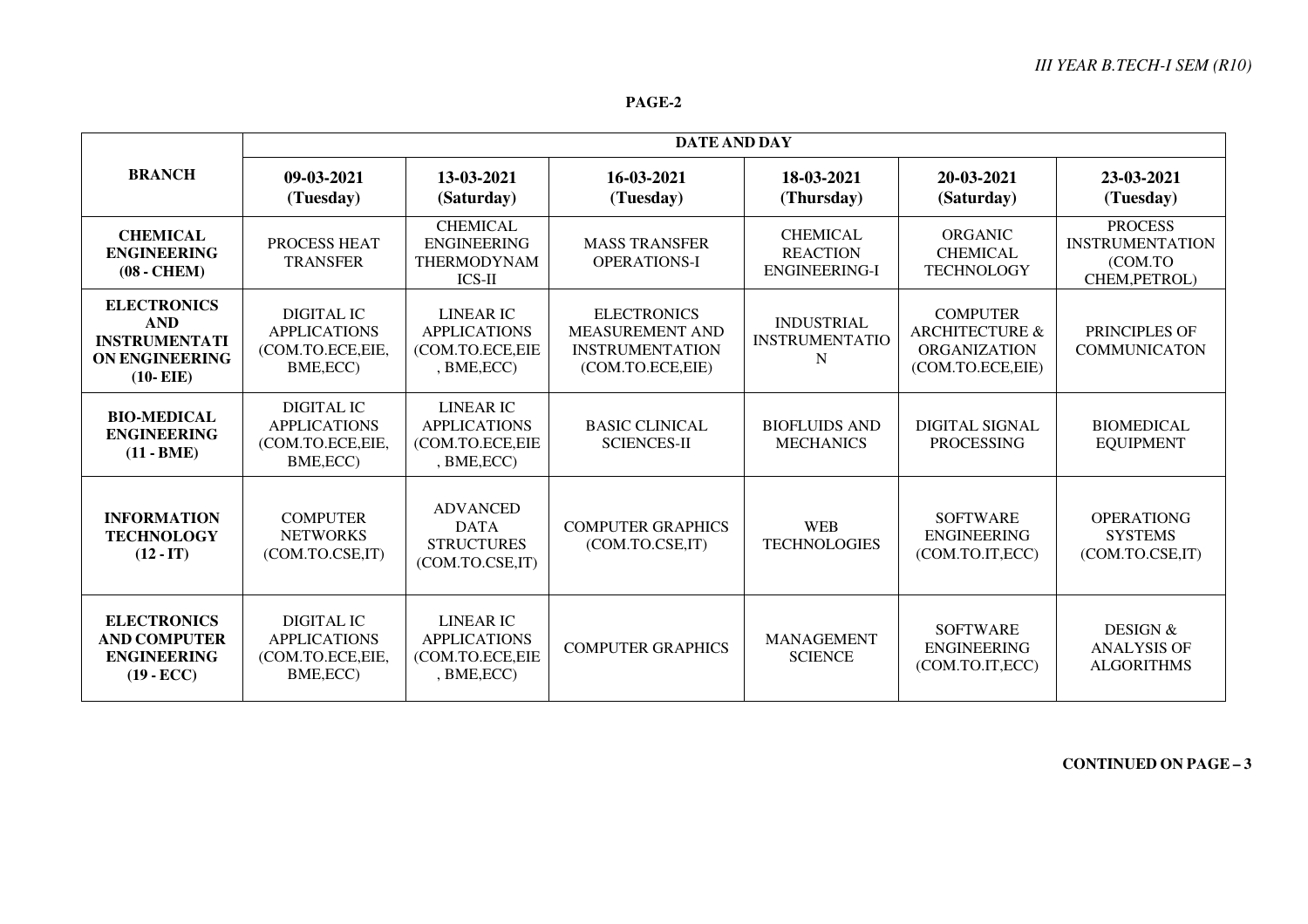*III YEAR B.TECH-I SEM (R10)*

**PAGE-2**

| BRANCH | DATE AND DAY | | | | | |
|---|---|---|---|---|---|---|
| | **09-03-2021 (Tuesday)** | **13-03-2021 (Saturday)** | **16-03-2021 (Tuesday)** | **18-03-2021 (Thursday)** | **20-03-2021 (Saturday)** | **23-03-2021 (Tuesday)** |
| **CHEMICAL ENGINEERING (08 - CHEM)** | PROCESS HEAT TRANSFER | CHEMICAL ENGINEERING THERMODYNAMICS-II | MASS TRANSFER OPERATIONS-I | CHEMICAL REACTION ENGINEERING-I | ORGANIC CHEMICAL TECHNOLOGY | PROCESS INSTRUMENTATION (COM.TO CHEM,PETROL) |
| **ELECTRONICS AND INSTRUMENTATION ENGINEERING (10- EIE)** | DIGITAL IC APPLICATIONS (COM.TO.ECE,EIE, BME,ECC) | LINEAR IC APPLICATIONS (COM.TO.ECE,EIE, BME,ECC) | ELECTRONICS MEASUREMENT AND INSTRUMENTATION (COM.TO.ECE,EIE) | INDUSTRIAL INSTRUMENTATION | COMPUTER ARCHITECTURE & ORGANIZATION (COM.TO.ECE,EIE) | PRINCIPLES OF COMMUNICATON |
| **BIO-MEDICAL ENGINEERING (11 - BME)** | DIGITAL IC APPLICATIONS (COM.TO.ECE,EIE, BME,ECC) | LINEAR IC APPLICATIONS (COM.TO.ECE,EIE, BME,ECC) | BASIC CLINICAL SCIENCES-II | BIOFLUIDS AND MECHANICS | DIGITAL SIGNAL PROCESSING | BIOMEDICAL EQUIPMENT |
| **INFORMATION TECHNOLOGY (12 - IT)** | COMPUTER NETWORKS (COM.TO.CSE,IT) | ADVANCED DATA STRUCTURES (COM.TO.CSE,IT) | COMPUTER GRAPHICS (COM.TO.CSE,IT) | WEB TECHNOLOGIES | SOFTWARE ENGINEERING (COM.TO.IT,ECC) | OPERATIONG SYSTEMS (COM.TO.CSE,IT) |
| **ELECTRONICS AND COMPUTER ENGINEERING (19 - ECC)** | DIGITAL IC APPLICATIONS (COM.TO.ECE,EIE, BME,ECC) | LINEAR IC APPLICATIONS (COM.TO.ECE,EIE, BME,ECC) | COMPUTER GRAPHICS | MANAGEMENT SCIENCE | SOFTWARE ENGINEERING (COM.TO.IT,ECC) | DESIGN & ANALYSIS OF ALGORITHMS |

**CONTINUED ON PAGE – 3**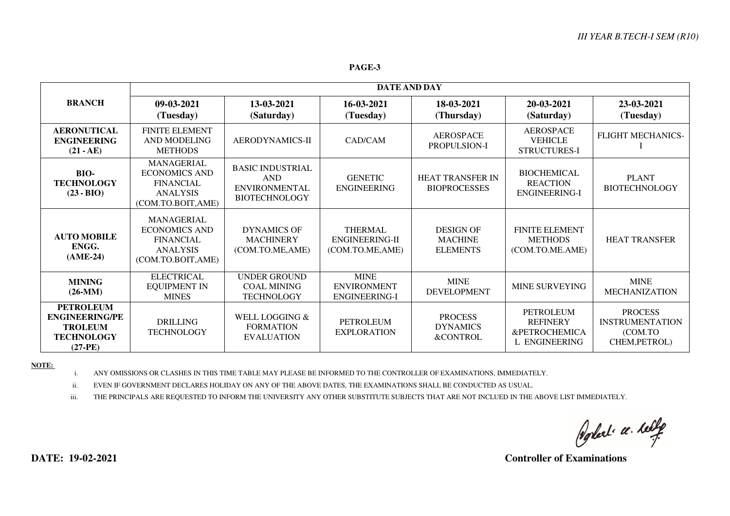*III YEAR B.TECH-I SEM (R10)*

**PAGE-3**

| BRANCH | DATE AND DAY | | | | | |
|---|---|---|---|---|---|---|
| | **09-03-2021 (Tuesday)** | **13-03-2021 (Saturday)** | **16-03-2021 (Tuesday)** | **18-03-2021 (Thursday)** | **20-03-2021 (Saturday)** | **23-03-2021 (Tuesday)** |
| **AERONUTICAL ENGINEERING (21 - AE)** | FINITE ELEMENT AND MODELING METHODS | AERODYNAMICS-II | CAD/CAM | AEROSPACE PROPULSION-I | AEROSPACE VEHICLE STRUCTURES-I | FLIGHT MECHANICS-I |
| **BIO-TECHNOLOGY (23 - BIO)** | MANAGERIAL ECONOMICS AND FINANCIAL ANALYSIS (COM.TO.BOIT,AME) | BASIC INDUSTRIAL AND ENVIRONMENTAL BIOTECHNOLOGY | GENETIC ENGINEERING | HEAT TRANSFER IN BIOPROCESSES | BIOCHEMICAL REACTION ENGINEERING-I | PLANT BIOTECHNOLOGY |
| **AUTO MOBILE ENGG. (AME-24)** | MANAGERIAL ECONOMICS AND FINANCIAL ANALYSIS (COM.TO.BOIT,AME) | DYNAMICS OF MACHINERY (COM.TO.ME,AME) | THERMAL ENGINEERING-II (COM.TO.ME,AME) | DESIGN OF MACHINE ELEMENTS | FINITE ELEMENT METHODS (COM.TO.ME.AME) | HEAT TRANSFER |
| **MINING (26-MM)** | ELECTRICAL EQUIPMENT IN MINES | UNDER GROUND COAL MINING TECHNOLOGY | MINE ENVIRONMENT ENGINEERING-I | MINE DEVELOPMENT | MINE SURVEYING | MINE MECHANIZATION |
| **PETROLEUM ENGINEERING/PETROLEUM TECHNOLOGY (27-PE)** | DRILLING TECHNOLOGY | WELL LOGGING & FORMATION EVALUATION | PETROLEUM EXPLORATION | PROCESS DYNAMICS &CONTROL | PETROLEUM REFINERY &PETROCHEMICAL ENGINEERING | PROCESS INSTRUMENTATION (COM.TO CHEM,PETROL) |

**NOTE:**

i. ANY OMISSIONS OR CLASHES IN THIS TIME TABLE MAY PLEASE BE INFORMED TO THE CONTROLLER OF EXAMINATIONS, IMMEDIATELY.

ii. EVEN IF GOVERNMENT DECLARES HOLIDAY ON ANY OF THE ABOVE DATES, THE EXAMINATIONS SHALL BE CONDUCTED AS USUAL.

iii. THE PRINCIPALS ARE REQUESTED TO INFORM THE UNIVERSITY ANY OTHER SUBSTITUTE SUBJECTS THAT ARE NOT INCLUED IN THE ABOVE LIST IMMEDIATELY.

**DATE: 19-02-2021**

**Controller of Examinations**